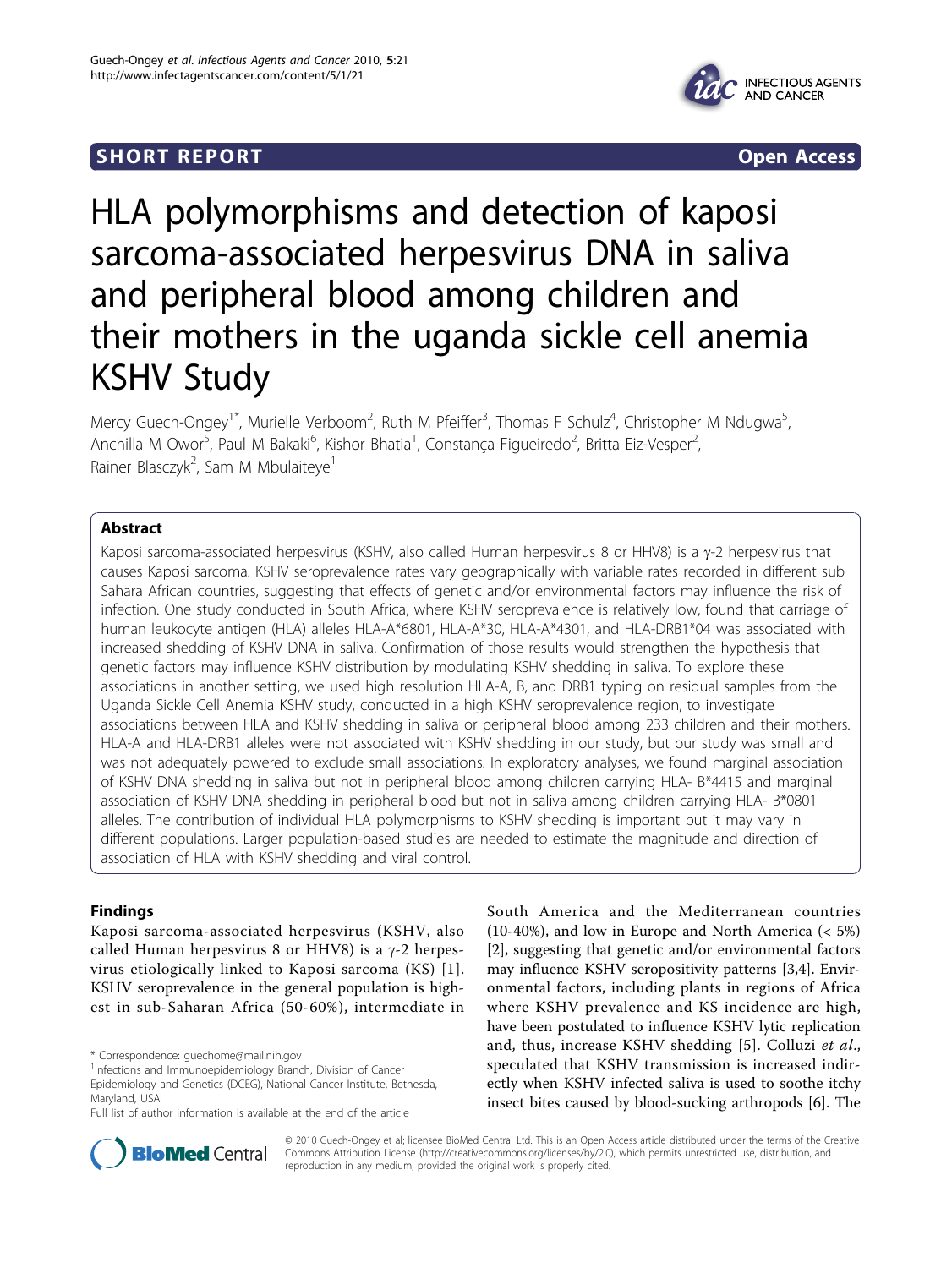**SHORT REPORT** **Open Access**

# HLA polymorphisms and detection of kaposi sarcoma-associated herpesvirus DNA in saliva and peripheral blood among children and their mothers in the uganda sickle cell anemia KSHV Study

Mercy Guech-Ongey[1*], Murielle Verboom[2], Ruth M Pfeiffer[3], Thomas F Schulz[4], Christopher M Ndugwa[5], Anchilla M Owor[5], Paul M Bakaki[6], Kishor Bhatia[1], Constança Figueiredo[2], Britta Eiz-Vesper[2], Rainer Blasczyk[2], Sam M Mbulaiteye[1]

## Abstract

Kaposi sarcoma-associated herpesvirus (KSHV, also called Human herpesvirus 8 or HHV8) is a $\gamma$-2 herpesvirus that causes Kaposi sarcoma. KSHV seroprevalence rates vary geographically with variable rates recorded in different sub Sahara African countries, suggesting that effects of genetic and/or environmental factors may influence the risk of infection. One study conducted in South Africa, where KSHV seroprevalence is relatively low, found that carriage of human leukocyte antigen (HLA) alleles HLA-A*6801, HLA-A*30, HLA-A*4301, and HLA-DRB1*04 was associated with increased shedding of KSHV DNA in saliva. Confirmation of those results would strengthen the hypothesis that genetic factors may influence KSHV distribution by modulating KSHV shedding in saliva. To explore these associations in another setting, we used high resolution HLA-A, B, and DRB1 typing on residual samples from the Uganda Sickle Cell Anemia KSHV study, conducted in a high KSHV seroprevalence region, to investigate associations between HLA and KSHV shedding in saliva or peripheral blood among 233 children and their mothers. HLA-A and HLA-DRB1 alleles were not associated with KSHV shedding in our study, but our study was small and was not adequately powered to exclude small associations. In exploratory analyses, we found marginal association of KSHV DNA shedding in saliva but not in peripheral blood among children carrying HLA- B*4415 and marginal association of KSHV DNA shedding in peripheral blood but not in saliva among children carrying HLA- B*0801 alleles. The contribution of individual HLA polymorphisms to KSHV shedding is important but it may vary in different populations. Larger population-based studies are needed to estimate the magnitude and direction of association of HLA with KSHV shedding and viral control.

## Findings

Kaposi sarcoma-associated herpesvirus (KSHV, also called Human herpesvirus 8 or HHV8) is a $\gamma$-2 herpesvirus etiologically linked to Kaposi sarcoma (KS) [1]. KSHV seroprevalence in the general population is highest in sub-Saharan Africa (50-60%), intermediate in South America and the Mediterranean countries (10-40%), and low in Europe and North America (< 5%) [2], suggesting that genetic and/or environmental factors may influence KSHV seropositivity patterns [3,4]. Environmental factors, including plants in regions of Africa where KSHV prevalence and KS incidence are high, have been postulated to influence KSHV lytic replication and, thus, increase KSHV shedding [5]. Colluzi *et al.*, speculated that KSHV transmission is increased indirectly when KSHV infected saliva is used to soothe itchy insect bites caused by blood-sucking arthropods [6]. The

\* Correspondence: guechome@mail.nih.gov
[1]Infections and Immunoepidemiology Branch, Division of Cancer Epidemiology and Genetics (DCEG), National Cancer Institute, Bethesda, Maryland, USA
Full list of author information is available at the end of the article

© 2010 Guech-Ongey et al; licensee BioMed Central Ltd. This is an Open Access article distributed under the terms of the Creative Commons Attribution License (http://creativecommons.org/licenses/by/2.0), which permits unrestricted use, distribution, and reproduction in any medium, provided the original work is properly cited.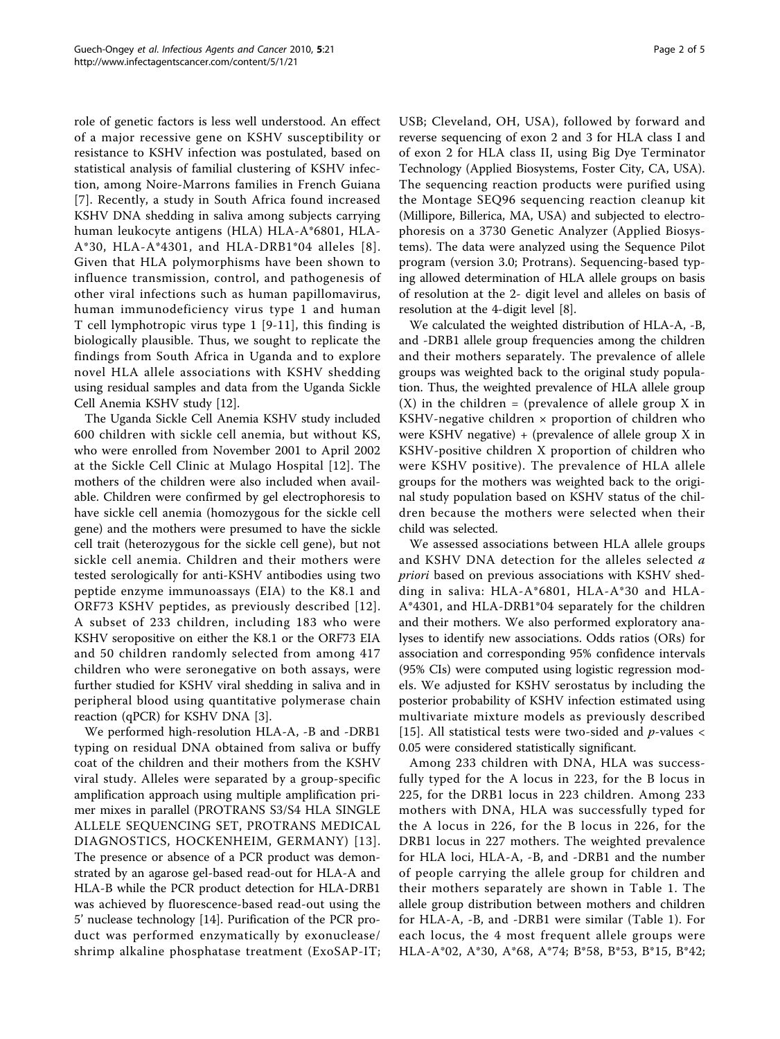role of genetic factors is less well understood. An effect of a major recessive gene on KSHV susceptibility or resistance to KSHV infection was postulated, based on statistical analysis of familial clustering of KSHV infection, among Noire-Marrons families in French Guiana [7]. Recently, a study in South Africa found increased KSHV DNA shedding in saliva among subjects carrying human leukocyte antigens (HLA) HLA-A*6801, HLA-A*30, HLA-A*4301, and HLA-DRB1*04 alleles [8]. Given that HLA polymorphisms have been shown to influence transmission, control, and pathogenesis of other viral infections such as human papillomavirus, human immunodeficiency virus type 1 and human T cell lymphotropic virus type 1 [9-11], this finding is biologically plausible. Thus, we sought to replicate the findings from South Africa in Uganda and to explore novel HLA allele associations with KSHV shedding using residual samples and data from the Uganda Sickle Cell Anemia KSHV study [12].

The Uganda Sickle Cell Anemia KSHV study included 600 children with sickle cell anemia, but without KS, who were enrolled from November 2001 to April 2002 at the Sickle Cell Clinic at Mulago Hospital [12]. The mothers of the children were also included when available. Children were confirmed by gel electrophoresis to have sickle cell anemia (homozygous for the sickle cell gene) and the mothers were presumed to have the sickle cell trait (heterozygous for the sickle cell gene), but not sickle cell anemia. Children and their mothers were tested serologically for anti-KSHV antibodies using two peptide enzyme immunoassays (EIA) to the K8.1 and ORF73 KSHV peptides, as previously described [12]. A subset of 233 children, including 183 who were KSHV seropositive on either the K8.1 or the ORF73 EIA and 50 children randomly selected from among 417 children who were seronegative on both assays, were further studied for KSHV viral shedding in saliva and in peripheral blood using quantitative polymerase chain reaction (qPCR) for KSHV DNA [3].

We performed high-resolution HLA-A, -B and -DRB1 typing on residual DNA obtained from saliva or buffy coat of the children and their mothers from the KSHV viral study. Alleles were separated by a group-specific amplification approach using multiple amplification primer mixes in parallel (PROTRANS S3/S4 HLA SINGLE ALLELE SEQUENCING SET, PROTRANS MEDICAL DIAGNOSTICS, HOCKENHEIM, GERMANY) [13]. The presence or absence of a PCR product was demonstrated by an agarose gel-based read-out for HLA-A and HLA-B while the PCR product detection for HLA-DRB1 was achieved by fluorescence-based read-out using the 5' nuclease technology [14]. Purification of the PCR product was performed enzymatically by exonuclease/shrimp alkaline phosphatase treatment (ExoSAP-IT; USB; Cleveland, OH, USA), followed by forward and reverse sequencing of exon 2 and 3 for HLA class I and of exon 2 for HLA class II, using Big Dye Terminator Technology (Applied Biosystems, Foster City, CA, USA). The sequencing reaction products were purified using the Montage SEQ96 sequencing reaction cleanup kit (Millipore, Billerica, MA, USA) and subjected to electrophoresis on a 3730 Genetic Analyzer (Applied Biosystems). The data were analyzed using the Sequence Pilot program (version 3.0; Protrans). Sequencing-based typing allowed determination of HLA allele groups on basis of resolution at the 2- digit level and alleles on basis of resolution at the 4-digit level [8].

We calculated the weighted distribution of HLA-A, -B, and -DRB1 allele group frequencies among the children and their mothers separately. The prevalence of allele groups was weighted back to the original study population. Thus, the weighted prevalence of HLA allele group (X) in the children = (prevalence of allele group X in KSHV-negative children × proportion of children who were KSHV negative) + (prevalence of allele group X in KSHV-positive children X proportion of children who were KSHV positive). The prevalence of HLA allele groups for the mothers was weighted back to the original study population based on KSHV status of the children because the mothers were selected when their child was selected.

We assessed associations between HLA allele groups and KSHV DNA detection for the alleles selected *a priori* based on previous associations with KSHV shedding in saliva: HLA-A*6801, HLA-A*30 and HLA-A*4301, and HLA-DRB1*04 separately for the children and their mothers. We also performed exploratory analyses to identify new associations. Odds ratios (ORs) for association and corresponding 95% confidence intervals (95% CIs) were computed using logistic regression models. We adjusted for KSHV serostatus by including the posterior probability of KSHV infection estimated using multivariate mixture models as previously described [15]. All statistical tests were two-sided and $p$-values $< 0.05$ were considered statistically significant.

Among 233 children with DNA, HLA was successfully typed for the A locus in 223, for the B locus in 225, for the DRB1 locus in 223 children. Among 233 mothers with DNA, HLA was successfully typed for the A locus in 226, for the B locus in 226, for the DRB1 locus in 227 mothers. The weighted prevalence for HLA loci, HLA-A, -B, and -DRB1 and the number of people carrying the allele group for children and their mothers separately are shown in Table 1. The allele group distribution between mothers and children for HLA-A, -B, and -DRB1 were similar (Table 1). For each locus, the 4 most frequent allele groups were HLA-A*02, A*30, A*68, A*74; B*58, B*53, B*15, B*42;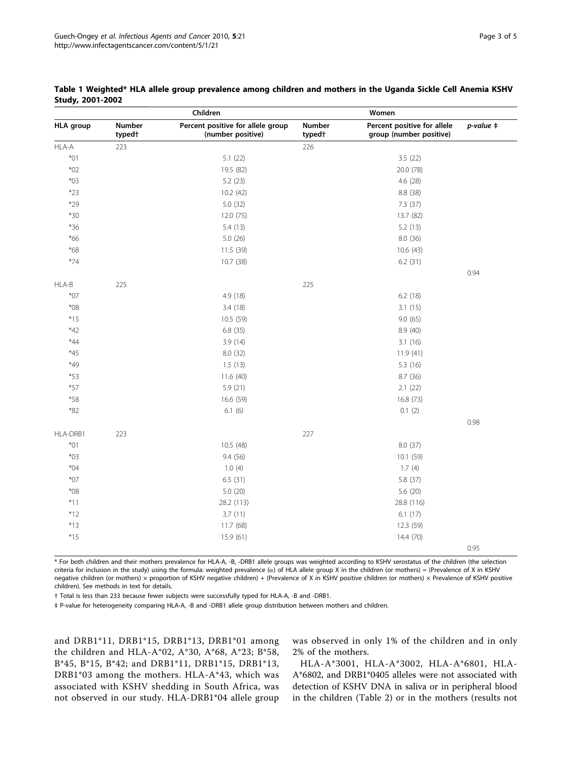**Table 1 Weighted* HLA allele group prevalence among children and mothers in the Uganda Sickle Cell Anemia KSHV Study, 2001-2002**

| | Children | | Women | | |
|---|---|---|---|---|---|
| HLA group | Number typed† | Percent positive for allele group (number positive) | Number typed† | Percent positive for allele group (number positive) | *p-value* ‡ |
| HLA-A | 223 | | 226 | | |
| *01 | | 5.1 (22) | | 3.5 (22) | |
| *02 | | 19.5 (82) | | 20.0 (78) | |
| *03 | | 5.2 (23) | | 4.6 (28) | |
| *23 | | 10.2 (42) | | 8.8 (38) | |
| *29 | | 5.0 (32) | | 7.3 (37) | |
| *30 | | 12.0 (75) | | 13.7 (82) | |
| *36 | | 5.4 (13) | | 5.2 (13) | |
| *66 | | 5.0 (26) | | 8.0 (36) | |
| *68 | | 11.5 (39) | | 10.6 (43) | |
| *74 | | 10.7 (38) | | 6.2 (31) | |
| | | | | | 0.94 |
| HLA-B | 225 | | 225 | | |
| *07 | | 4.9 (18) | | 6.2 (18) | |
| *08 | | 3.4 (18) | | 3.1 (15) | |
| *15 | | 10.5 (59) | | 9.0 (65) | |
| *42 | | 6.8 (35) | | 8.9 (40) | |
| *44 | | 3.9 (14) | | 3.1 (16) | |
| *45 | | 8.0 (32) | | 11.9 (41) | |
| *49 | | 1.5 (13) | | 5.3 (16) | |
| *53 | | 11.6 (40) | | 8.7 (36) | |
| *57 | | 5.9 (21) | | 2.1 (22) | |
| *58 | | 16.6 (59) | | 16.8 (73) | |
| *82 | | 6.1 (6) | | 0.1 (2) | |
| | | | | | 0.98 |
| HLA-DRB1 | 223 | | 227 | | |
| *01 | | 10.5 (48) | | 8.0 (37) | |
| *03 | | 9.4 (56) | | 10.1 (59) | |
| *04 | | 1.0 (4) | | 1.7 (4) | |
| *07 | | 6.5 (31) | | 5.8 (37) | |
| *08 | | 5.0 (20) | | 5.6 (20) | |
| *11 | | 28.2 (113) | | 28.8 (116) | |
| *12 | | 3.7 (11) | | 6.1 (17) | |
| *13 | | 11.7 (68) | | 12.3 (59) | |
| *15 | | 15.9 (61) | | 14.4 (70) | |
| | | | | | 0.95 |

\* For both children and their mothers prevalence for HLA-A, -B, -DRB1 allele groups was weighted according to KSHV serostatus of the children (the selection criteria for inclusion in the study) using the formula: weighted prevalence (α) of HLA allele group X in the children (or mothers) = (Prevalence of X in KSHV negative children (or mothers) × proportion of KSHV negative children) + (Prevalence of X in KSHV positive children (or mothers) × Prevalence of KSHV positive children). See methods in text for details.

† Total is less than 233 because fewer subjects were successfully typed for HLA-A, -B and -DRB1.

‡ P-value for heterogeneity comparing HLA-A, -B and -DRB1 allele group distribution between mothers and children.

and DRB1*11, DRB1*15, DRB1*13, DRB1*01 among the children and HLA-A*02, A*30, A*68, A*23; B*58, B*45, B*15, B*42; and DRB1*11, DRB1*15, DRB1*13, DRB1*03 among the mothers. HLA-A*43, which was associated with KSHV shedding in South Africa, was not observed in our study. HLA-DRB1*04 allele group was observed in only 1% of the children and in only 2% of the mothers.

HLA-A*3001, HLA-A*3002, HLA-A*6801, HLA-A*6802, and DRB1*0405 alleles were not associated with detection of KSHV DNA in saliva or in peripheral blood in the children (Table 2) or in the mothers (results not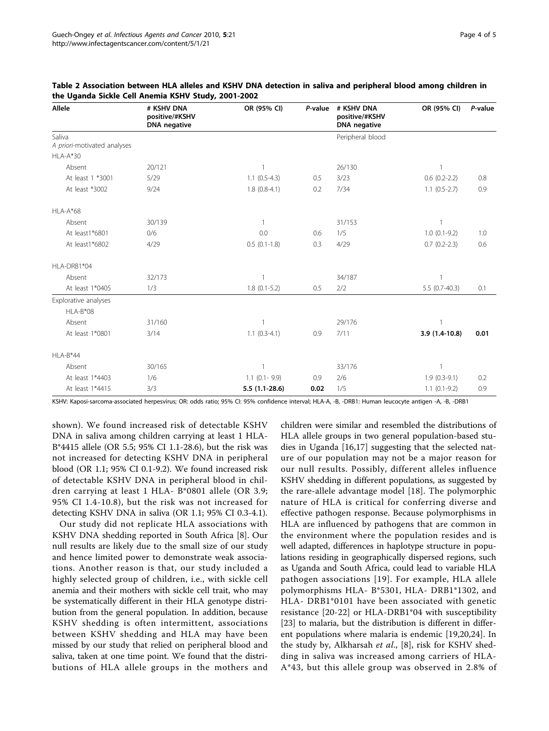**Table 2 Association between HLA alleles and KSHV DNA detection in saliva and peripheral blood among children in the Uganda Sickle Cell Anemia KSHV Study, 2001-2002**

| Allele | # KSHV DNA positive/#KSHV DNA negative | OR (95% CI) | *P*-value | # KSHV DNA positive/#KSHV DNA negative | OR (95% CI) | *P*-value |
|---|---|---|---|---|---|---|
| Saliva | | | | Peripheral blood | | |
| *A priori*-motivated analyses | | | | | | |
| HLA-A*30 | | | | | | |
| Absent | 20/121 | 1 | | 26/130 | 1 | |
| At least 1 *3001 | 5/29 | 1.1 (0.5-4.3) | 0.5 | 3/23 | 0.6 (0.2-2.2) | 0.8 |
| At least *3002 | 9/24 | 1.8 (0.8-4.1) | 0.2 | 7/34 | 1.1 (0.5-2.7) | 0.9 |
| HLA-A*68 | | | | | | |
| Absent | 30/139 | 1 | | 31/153 | 1 | |
| At least1*6801 | 0/6 | 0.0 | 0.6 | 1/5 | 1.0 (0.1-9.2) | 1.0 |
| At least1*6802 | 4/29 | 0.5 (0.1-1.8) | 0.3 | 4/29 | 0.7 (0.2-2.3) | 0.6 |
| HLA-DRB1*04 | | | | | | |
| Absent | 32/173 | 1 | | 34/187 | 1 | |
| At least 1*0405 | 1/3 | 1.8 (0.1-5.2) | 0.5 | 2/2 | 5.5 (0.7-40.3) | 0.1 |
| Explorative analyses | | | | | | |
| HLA-B*08 | | | | | | |
| Absent | 31/160 | 1 | | 29/176 | 1 | |
| At least 1*0801 | 3/14 | 1.1 (0.3-4.1) | 0.9 | 7/11 | **3.9 (1.4-10.8)** | **0.01** |
| HLA-B*44 | | | | | | |
| Absent | 30/165 | 1 | | 33/176 | 1 | |
| At least 1*4403 | 1/6 | 1.1 (0.1- 9.9) | 0.9 | 2/6 | 1.9 (0.3-9.1) | 0.2 |
| At least 1*4415 | 3/3 | **5.5 (1.1-28.6)** | **0.02** | 1/5 | 1.1 (0.1-9.2) | 0.9 |

KSHV: Kaposi-sarcoma-associated herpesvirus; OR: odds ratio; 95% CI: 95% confidence interval; HLA-A, -B, -DRB1: Human leucocyte antigen -A, -B, -DRB1

shown). We found increased risk of detectable KSHV DNA in saliva among children carrying at least 1 HLA-B*4415 allele (OR 5.5; 95% CI 1.1-28.6), but the risk was not increased for detecting KSHV DNA in peripheral blood (OR 1.1; 95% CI 0.1-9.2). We found increased risk of detectable KSHV DNA in peripheral blood in children carrying at least 1 HLA- B*0801 allele (OR 3.9; 95% CI 1.4-10.8), but the risk was not increased for detecting KSHV DNA in saliva (OR 1.1; 95% CI 0.3-4.1).

Our study did not replicate HLA associations with KSHV DNA shedding reported in South Africa [8]. Our null results are likely due to the small size of our study and hence limited power to demonstrate weak associations. Another reason is that, our study included a highly selected group of children, i.e., with sickle cell anemia and their mothers with sickle cell trait, who may be systematically different in their HLA genotype distribution from the general population. In addition, because KSHV shedding is often intermittent, associations between KSHV shedding and HLA may have been missed by our study that relied on peripheral blood and saliva, taken at one time point. We found that the distributions of HLA allele groups in the mothers and children were similar and resembled the distributions of HLA allele groups in two general population-based studies in Uganda [16,17] suggesting that the selected nature of our population may not be a major reason for our null results. Possibly, different alleles influence KSHV shedding in different populations, as suggested by the rare-allele advantage model [18]. The polymorphic nature of HLA is critical for conferring diverse and effective pathogen response. Because polymorphisms in HLA are influenced by pathogens that are common in the environment where the population resides and is well adapted, differences in haplotype structure in populations residing in geographically dispersed regions, such as Uganda and South Africa, could lead to variable HLA pathogen associations [19]. For example, HLA allele polymorphisms HLA- B*5301, HLA- DRB1*1302, and HLA- DRB1*0101 have been associated with genetic resistance [20-22] or HLA-DRB1*04 with susceptibility [23] to malaria, but the distribution is different in different populations where malaria is endemic [19,20,24]. In the study by, Alkharsah *et al.*, [8], risk for KSHV shedding in saliva was increased among carriers of HLA-A*43, but this allele group was observed in 2.8% of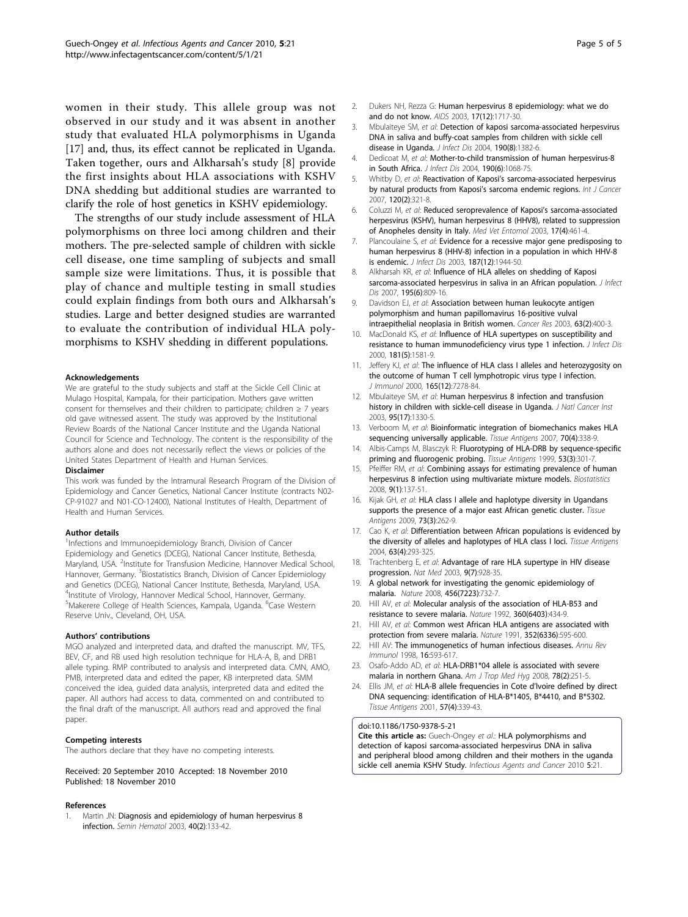women in their study. This allele group was not observed in our study and it was absent in another study that evaluated HLA polymorphisms in Uganda [17] and, thus, its effect cannot be replicated in Uganda. Taken together, ours and Alkharsah's study [8] provide the first insights about HLA associations with KSHV DNA shedding but additional studies are warranted to clarify the role of host genetics in KSHV epidemiology.

The strengths of our study include assessment of HLA polymorphisms on three loci among children and their mothers. The pre-selected sample of children with sickle cell disease, one time sampling of subjects and small sample size were limitations. Thus, it is possible that play of chance and multiple testing in small studies could explain findings from both ours and Alkharsah's studies. Large and better designed studies are warranted to evaluate the contribution of individual HLA polymorphisms to KSHV shedding in different populations.

#### Acknowledgements

We are grateful to the study subjects and staff at the Sickle Cell Clinic at Mulago Hospital, Kampala, for their participation. Mothers gave written consent for themselves and their children to participate; children ≥ 7 years old gave witnessed assent. The study was approved by the Institutional Review Boards of the National Cancer Institute and the Uganda National Council for Science and Technology. The content is the responsibility of the authors alone and does not necessarily reflect the views or policies of the United States Department of Health and Human Services.

#### Disclaimer

This work was funded by the Intramural Research Program of the Division of Epidemiology and Cancer Genetics, National Cancer Institute (contracts N02-CP-91027 and N01-CO-12400), National Institutes of Health, Department of Health and Human Services.

#### Author details

[1]Infections and Immunoepidemiology Branch, Division of Cancer Epidemiology and Genetics (DCEG), National Cancer Institute, Bethesda, Maryland, USA. [2]Institute for Transfusion Medicine, Hannover Medical School, Hannover, Germany. [3]Biostatistics Branch, Division of Cancer Epidemiology and Genetics (DCEG), National Cancer Institute, Bethesda, Maryland, USA. [4]Institute of Virology, Hannover Medical School, Hannover, Germany. [5]Makerere College of Health Sciences, Kampala, Uganda. [6]Case Western Reserve Univ., Cleveland, OH, USA.

#### Authors' contributions

MGO analyzed and interpreted data, and drafted the manuscript. MV, TFS, BEV, CF, and RB used high resolution technique for HLA-A, B, and DRB1 allele typing. RMP contributed to analysis and interpreted data. CMN, AMO, PMB, interpreted data and edited the paper, KB interpreted data. SMM conceived the idea, guided data analysis, interpreted data and edited the paper. All authors had access to data, commented on and contributed to the final draft of the manuscript. All authors read and approved the final paper.

#### Competing interests

The authors declare that they have no competing interests.

Received: 20 September 2010 Accepted: 18 November 2010
Published: 18 November 2010

#### References

1. Martin JN: **Diagnosis and epidemiology of human herpesvirus 8 infection.** *Semin Hematol* 2003, **40(2)**:133-42.
2. Dukers NH, Rezza G: **Human herpesvirus 8 epidemiology: what we do and do not know.** *AIDS* 2003, **17(12)**:1717-30.
3. Mbulaiteye SM, *et al*: **Detection of kaposi sarcoma-associated herpesvirus DNA in saliva and buffy-coat samples from children with sickle cell disease in Uganda.** *J Infect Dis* 2004, **190(8)**:1382-6.
4. Dedicoat M, *et al*: **Mother-to-child transmission of human herpesvirus-8 in South Africa.** *J Infect Dis* 2004, **190(6)**:1068-75.
5. Whitby D, *et al*: **Reactivation of Kaposi's sarcoma-associated herpesvirus by natural products from Kaposi's sarcoma endemic regions.** *Int J Cancer* 2007, **120(2)**:321-8.
6. Coluzzi M, *et al*: **Reduced seroprevalence of Kaposi's sarcoma-associated herpesvirus (KSHV), human herpesvirus 8 (HHV8), related to suppression of Anopheles density in Italy.** *Med Vet Entomol* 2003, **17(4)**:461-4.
7. Plancoulaine S, *et al*: **Evidence for a recessive major gene predisposing to human herpesvirus 8 (HHV-8) infection in a population in which HHV-8 is endemic.** *J Infect Dis* 2003, **187(12)**:1944-50.
8. Alkharsah KR, *et al*: **Influence of HLA alleles on shedding of Kaposi sarcoma-associated herpesvirus in saliva in an African population.** *J Infect Dis* 2007, **195(6)**:809-16.
9. Davidson EJ, *et al*: **Association between human leukocyte antigen polymorphism and human papillomavirus 16-positive vulval intraepithelial neoplasia in British women.** *Cancer Res* 2003, **63(2)**:400-3.
10. MacDonald KS, *et al*: **Influence of HLA supertypes on susceptibility and resistance to human immunodeficiency virus type 1 infection.** *J Infect Dis* 2000, **181(5)**:1581-9.
11. Jeffery KJ, *et al*: **The influence of HLA class I alleles and heterozygosity on the outcome of human T cell lymphotropic virus type I infection.** *J Immunol* 2000, **165(12)**:7278-84.
12. Mbulaiteye SM, *et al*: **Human herpesvirus 8 infection and transfusion history in children with sickle-cell disease in Uganda.** *J Natl Cancer Inst* 2003, **95(17)**:1330-5.
13. Verboom M, *et al*: **Bioinformatic integration of biomechanics makes HLA sequencing universally applicable.** *Tissue Antigens* 2007, **70(4)**:338-9.
14. Albis-Camps M, Blasczyk R: **Fluorotyping of HLA-DRB by sequence-specific priming and fluorogenic probing.** *Tissue Antigens* 1999, **53(3)**:301-7.
15. Pfeiffer RM, *et al*: **Combining assays for estimating prevalence of human herpesvirus 8 infection using multivariate mixture models.** *Biostatistics* 2008, **9(1)**:137-51.
16. Kijak GH, *et al*: **HLA class I allele and haplotype diversity in Ugandans supports the presence of a major east African genetic cluster.** *Tissue Antigens* 2009, **73(3)**:262-9.
17. Cao K, *et al*: **Differentiation between African populations is evidenced by the diversity of alleles and haplotypes of HLA class I loci.** *Tissue Antigens* 2004, **63(4)**:293-325.
18. Trachtenberg E, *et al*: **Advantage of rare HLA supertype in HIV disease progression.** *Nat Med* 2003, **9(7)**:928-35.
19. **A global network for investigating the genomic epidemiology of malaria.** *Nature* 2008, **456(7223)**:732-7.
20. Hill AV, *et al*: **Molecular analysis of the association of HLA-B53 and resistance to severe malaria.** *Nature* 1992, **360(6403)**:434-9.
21. Hill AV, *et al*: **Common west African HLA antigens are associated with protection from severe malaria.** *Nature* 1991, **352(6336)**:595-600.
22. Hill AV: **The immunogenetics of human infectious diseases.** *Annu Rev Immunol* 1998, **16**:593-617.
23. Osafo-Addo AD, *et al*: **HLA-DRB1*04 allele is associated with severe malaria in northern Ghana.** *Am J Trop Med Hyg* 2008, **78(2)**:251-5.
24. Ellis JM, *et al*: **HLA-B allele frequencies in Cote d'Ivoire defined by direct DNA sequencing: identification of HLA-B*1405, B*4410, and B*5302.** *Tissue Antigens* 2001, **57(4)**:339-43.

doi:10.1186/1750-9378-5-21

**Cite this article as:** Guech-Ongey *et al.*: HLA polymorphisms and detection of kaposi sarcoma-associated herpesvirus DNA in saliva and peripheral blood among children and their mothers in the uganda sickle cell anemia KSHV Study. *Infectious Agents and Cancer* 2010 **5**:21.